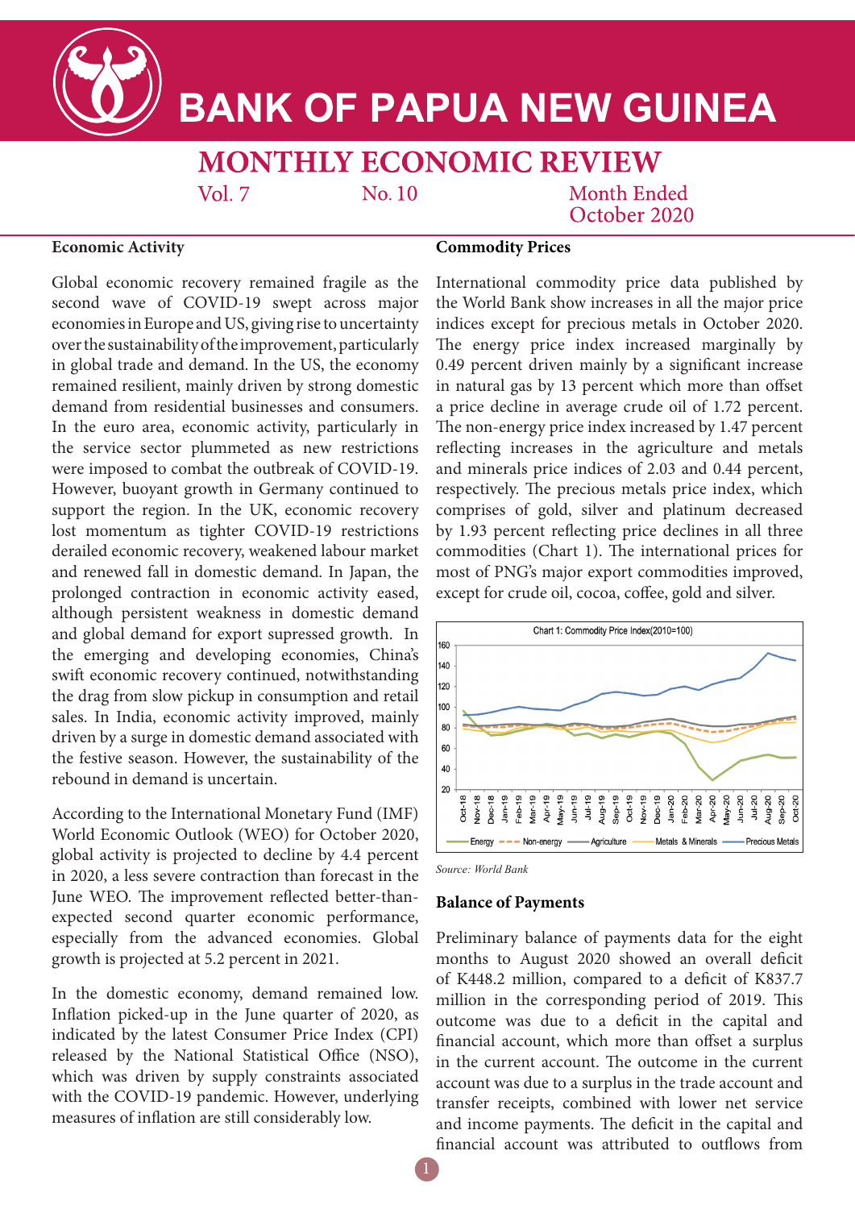# BANK OF PAPUA NEW GUINEA

## MONTHLY ECONOMIC REVIEW

Vol. 7 No. 10 Month Ended October 2020

### Economic Activity

Global economic recovery remained fragile as the second wave of COVID-19 swept across major economies in Europe and US, giving rise to uncertainty over the sustainability of the improvement, particularly in global trade and demand. In the US, the economy remained resilient, mainly driven by strong domestic demand from residential businesses and consumers. In the euro area, economic activity, particularly in the service sector plummeted as new restrictions were imposed to combat the outbreak of COVID-19. However, buoyant growth in Germany continued to support the region. In the UK, economic recovery lost momentum as tighter COVID-19 restrictions derailed economic recovery, weakened labour market and renewed fall in domestic demand. In Japan, the prolonged contraction in economic activity eased, although persistent weakness in domestic demand and global demand for export supressed growth. In the emerging and developing economies, China's swift economic recovery continued, notwithstanding the drag from slow pickup in consumption and retail sales. In India, economic activity improved, mainly driven by a surge in domestic demand associated with the festive season. However, the sustainability of the rebound in demand is uncertain.

According to the International Monetary Fund (IMF) World Economic Outlook (WEO) for October 2020, global activity is projected to decline by 4.4 percent in 2020, a less severe contraction than forecast in the June WEO. The improvement reflected better-than-expected second quarter economic performance, especially from the advanced economies. Global growth is projected at 5.2 percent in 2021.

In the domestic economy, demand remained low. Inflation picked-up in the June quarter of 2020, as indicated by the latest Consumer Price Index (CPI) released by the National Statistical Office (NSO), which was driven by supply constraints associated with the COVID-19 pandemic. However, underlying measures of inflation are still considerably low.

### Commodity Prices

International commodity price data published by the World Bank show increases in all the major price indices except for precious metals in October 2020. The energy price index increased marginally by 0.49 percent driven mainly by a significant increase in natural gas by 13 percent which more than offset a price decline in average crude oil of 1.72 percent. The non-energy price index increased by 1.47 percent reflecting increases in the agriculture and metals and minerals price indices of 2.03 and 0.44 percent, respectively. The precious metals price index, which comprises of gold, silver and platinum decreased by 1.93 percent reflecting price declines in all three commodities (Chart 1). The international prices for most of PNG's major export commodities improved, except for crude oil, cocoa, coffee, gold and silver.

Chart 1: Commodity Price Index(2010=100)

*Source: World Bank*

### Balance of Payments

Preliminary balance of payments data for the eight months to August 2020 showed an overall deficit of K448.2 million, compared to a deficit of K837.7 million in the corresponding period of 2019. This outcome was due to a deficit in the capital and financial account, which more than offset a surplus in the current account. The outcome in the current account was due to a surplus in the trade account and transfer receipts, combined with lower net service and income payments. The deficit in the capital and financial account was attributed to outflows from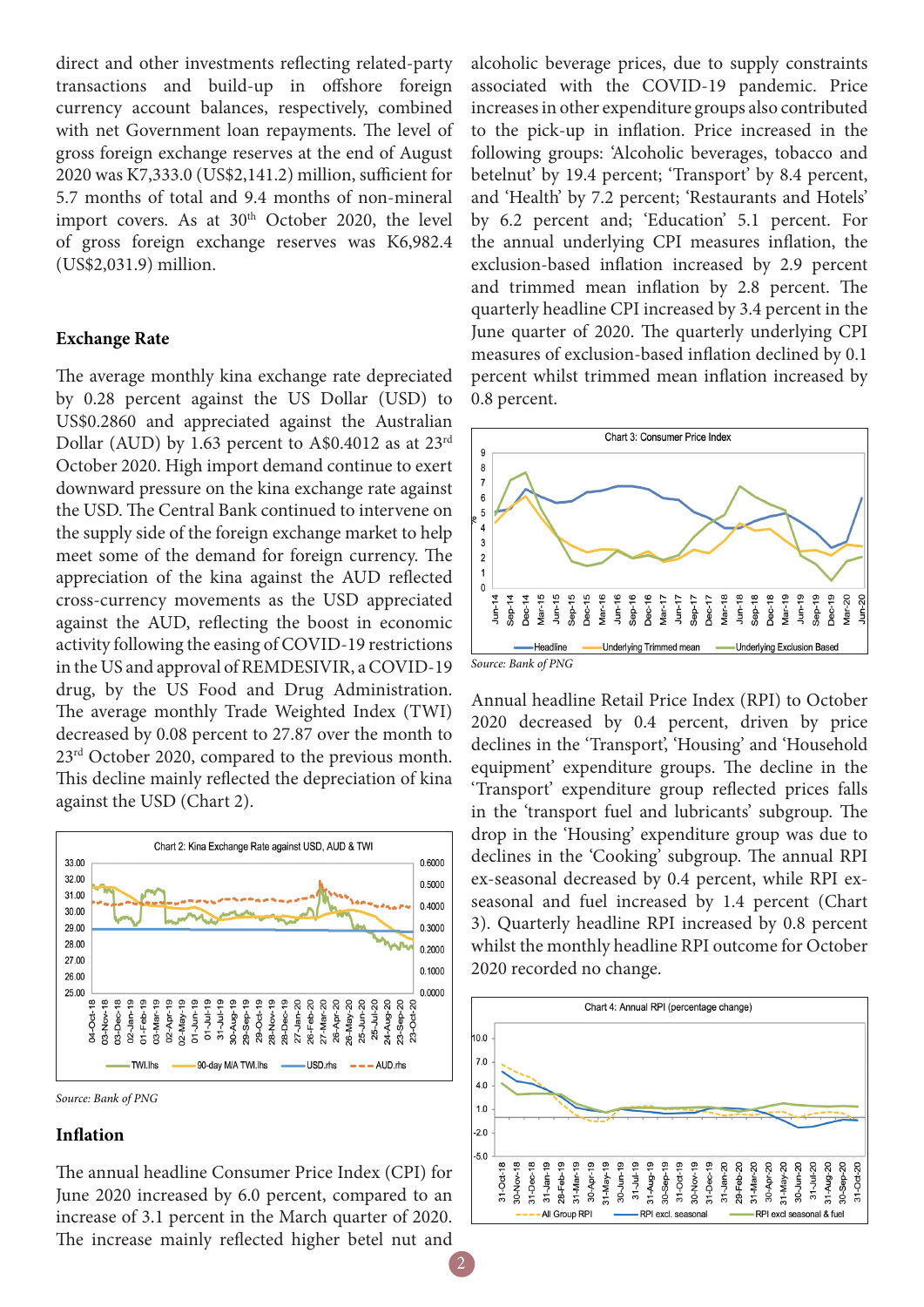direct and other investments reflecting related-party transactions and build-up in offshore foreign currency account balances, respectively, combined with net Government loan repayments. The level of gross foreign exchange reserves at the end of August 2020 was K7,333.0 (US$2,141.2) million, sufficient for 5.7 months of total and 9.4 months of non-mineral import covers. As at 30th October 2020, the level of gross foreign exchange reserves was K6,982.4 (US$2,031.9) million.

## Exchange Rate

The average monthly kina exchange rate depreciated by 0.28 percent against the US Dollar (USD) to US$0.2860 and appreciated against the Australian Dollar (AUD) by 1.63 percent to A$0.4012 as at 23rd October 2020. High import demand continue to exert downward pressure on the kina exchange rate against the USD. The Central Bank continued to intervene on the supply side of the foreign exchange market to help meet some of the demand for foreign currency. The appreciation of the kina against the AUD reflected cross-currency movements as the USD appreciated against the AUD, reflecting the boost in economic activity following the easing of COVID-19 restrictions in the US and approval of REMDESIVIR, a COVID-19 drug, by the US Food and Drug Administration. The average monthly Trade Weighted Index (TWI) decreased by 0.08 percent to 27.87 over the month to 23rd October 2020, compared to the previous month. This decline mainly reflected the depreciation of kina against the USD (Chart 2).

Chart 2: Kina Exchange Rate against USD, AUD & TWI

*Source: Bank of PNG*

## Inflation

The annual headline Consumer Price Index (CPI) for June 2020 increased by 6.0 percent, compared to an increase of 3.1 percent in the March quarter of 2020. The increase mainly reflected higher betel nut and alcoholic beverage prices, due to supply constraints associated with the COVID-19 pandemic. Price increases in other expenditure groups also contributed to the pick-up in inflation. Price increased in the following groups: 'Alcoholic beverages, tobacco and betelnut' by 19.4 percent; 'Transport' by 8.4 percent, and 'Health' by 7.2 percent; 'Restaurants and Hotels' by 6.2 percent and; 'Education' 5.1 percent. For the annual underlying CPI measures inflation, the exclusion-based inflation increased by 2.9 percent and trimmed mean inflation by 2.8 percent. The quarterly headline CPI increased by 3.4 percent in the June quarter of 2020. The quarterly underlying CPI measures of exclusion-based inflation declined by 0.1 percent whilst trimmed mean inflation increased by 0.8 percent.

Chart 3: Consumer Price Index

*Source: Bank of PNG*

Annual headline Retail Price Index (RPI) to October 2020 decreased by 0.4 percent, driven by price declines in the 'Transport', 'Housing' and 'Household equipment' expenditure groups. The decline in the 'Transport' expenditure group reflected prices falls in the 'transport fuel and lubricants' subgroup. The drop in the 'Housing' expenditure group was due to declines in the 'Cooking' subgroup. The annual RPI ex-seasonal decreased by 0.4 percent, while RPI ex-seasonal and fuel increased by 1.4 percent (Chart 3). Quarterly headline RPI increased by 0.8 percent whilst the monthly headline RPI outcome for October 2020 recorded no change.

Chart 4: Annual RPI (percentage change)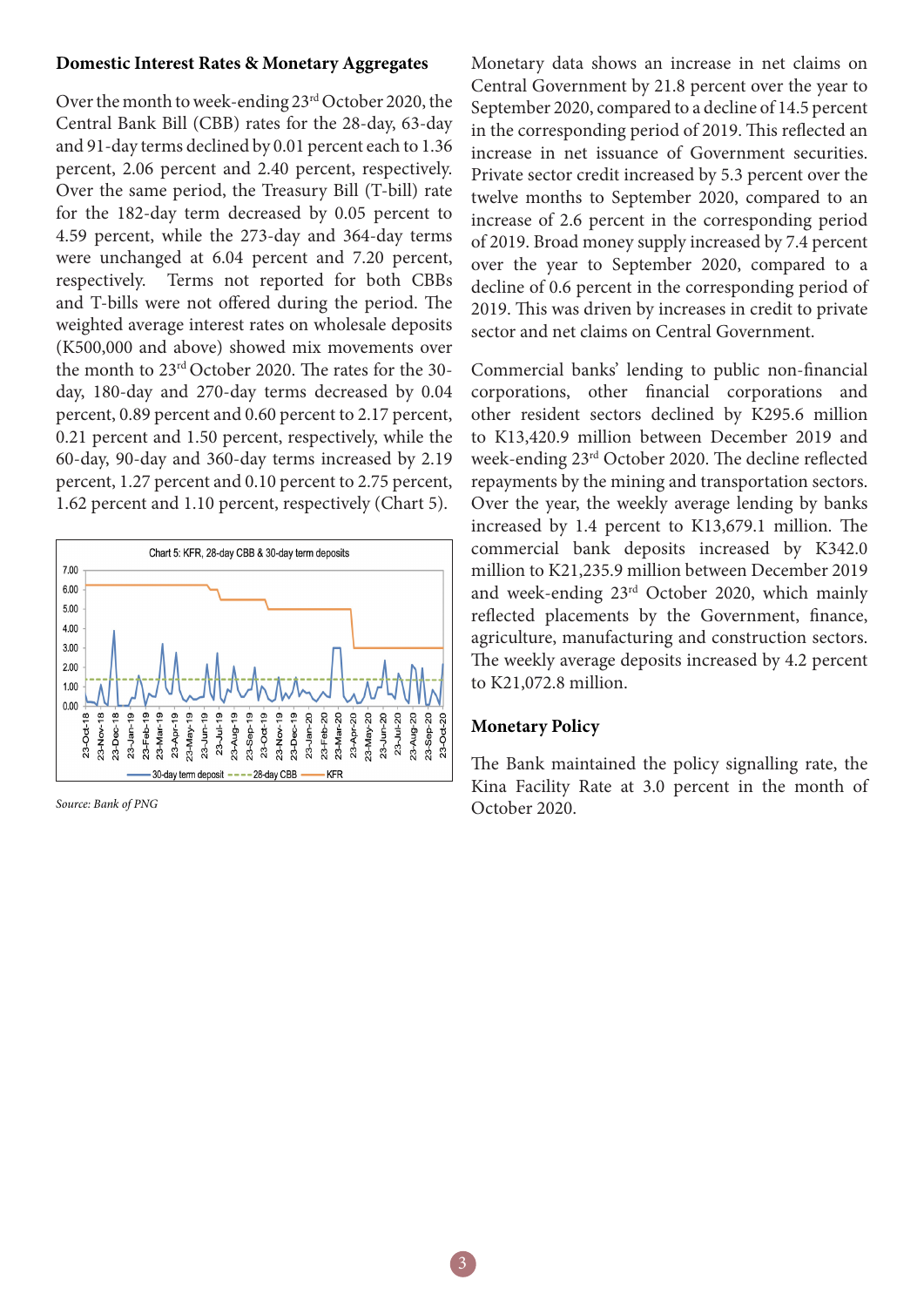**Domestic Interest Rates & Monetary Aggregates**

Over the month to week-ending 23rd October 2020, the Central Bank Bill (CBB) rates for the 28-day, 63-day and 91-day terms declined by 0.01 percent each to 1.36 percent, 2.06 percent and 2.40 percent, respectively. Over the same period, the Treasury Bill (T-bill) rate for the 182-day term decreased by 0.05 percent to 4.59 percent, while the 273-day and 364-day terms were unchanged at 6.04 percent and 7.20 percent, respectively. Terms not reported for both CBBs and T-bills were not offered during the period. The weighted average interest rates on wholesale deposits (K500,000 and above) showed mix movements over the month to 23rd October 2020. The rates for the 30-day, 180-day and 270-day terms decreased by 0.04 percent, 0.89 percent and 0.60 percent to 2.17 percent, 0.21 percent and 1.50 percent, respectively, while the 60-day, 90-day and 360-day terms increased by 2.19 percent, 1.27 percent and 0.10 percent to 2.75 percent, 1.62 percent and 1.10 percent, respectively (Chart 5).

Chart 5: KFR, 28-day CBB & 30-day term deposits

*Source: Bank of PNG*

Monetary data shows an increase in net claims on Central Government by 21.8 percent over the year to September 2020, compared to a decline of 14.5 percent in the corresponding period of 2019. This reflected an increase in net issuance of Government securities. Private sector credit increased by 5.3 percent over the twelve months to September 2020, compared to an increase of 2.6 percent in the corresponding period of 2019. Broad money supply increased by 7.4 percent over the year to September 2020, compared to a decline of 0.6 percent in the corresponding period of 2019. This was driven by increases in credit to private sector and net claims on Central Government.

Commercial banks' lending to public non-financial corporations, other financial corporations and other resident sectors declined by K295.6 million to K13,420.9 million between December 2019 and week-ending 23rd October 2020. The decline reflected repayments by the mining and transportation sectors. Over the year, the weekly average lending by banks increased by 1.4 percent to K13,679.1 million. The commercial bank deposits increased by K342.0 million to K21,235.9 million between December 2019 and week-ending 23rd October 2020, which mainly reflected placements by the Government, finance, agriculture, manufacturing and construction sectors. The weekly average deposits increased by 4.2 percent to K21,072.8 million.

**Monetary Policy**

The Bank maintained the policy signalling rate, the Kina Facility Rate at 3.0 percent in the month of October 2020.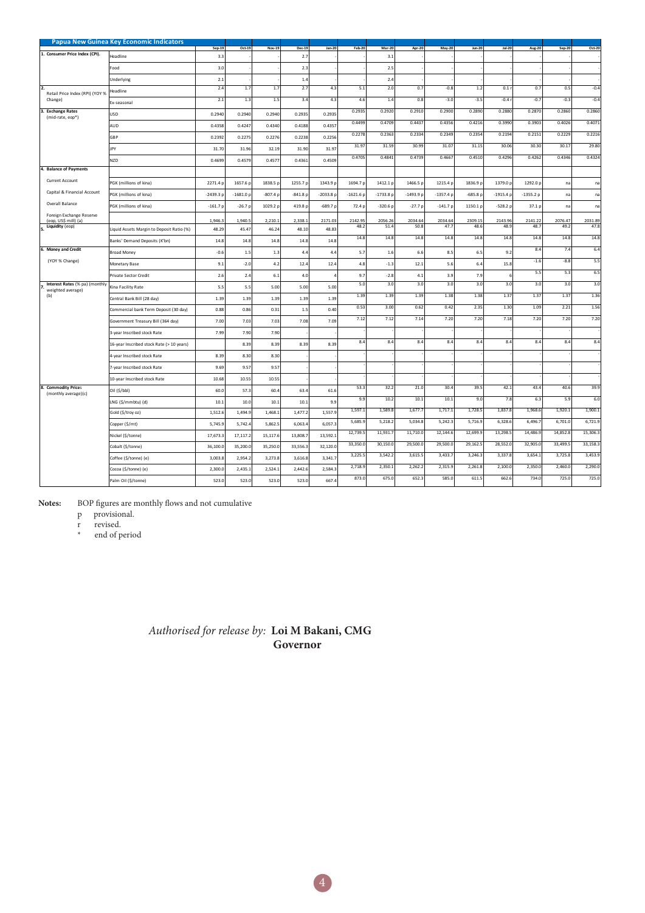## Papua New Guinea Key Economic Indicators

| | | Sep-19 | Oct-19 | Nov-19 | Dec-19 | Jan-20 | Feb-20 | Mar-20 | Apr-20 | May-20 | Jun-20 | Jul-20 | Aug-20 | Sep-20 | Oct-20 |
|---|---|---|---|---|---|---|---|---|---|---|---|---|---|---|---|
| 1. Consumer Price Index (CPI). | Headline | 3.3 | | | 2.7 | | | 3.1 | | | | | | | |
| | Food | 3.0 | | | 2.3 | | | 2.5 | | | | | | | |
| | Underlying | 2.1 | | | 1.4 | | | 2.4 | | | | | | | |
| 2. Retail Price Index (RPI) (YOY % Change) | Headline | 2.4 | 1.7 | 1.7 | 2.7 | 4.3 | 5.1 | 2.0 | 0.7 | -0.8 | 1.2 | 0.1 r | 0.7 | 0.5 | -0.4 |
| | Ex-seasonal | 2.1 | 1.3 | 1.5 | 3.4 | 4.3 | 4.6 | 1.4 | 0.8 | -3.0 | -3.5 | -0.4 r | -0.7 | -0.3 | -0.4 |
| 3. Exchange Rates (mid-rate, eop*) | USD | 0.2940 | 0.2940 | 0.2940 | 0.2935 | 0.2935 | 0.2935 | 0.2920 | 0.2910 | 0.2900 | 0.2890 | 0.2880 | 0.2870 | 0.2860 | 0.2860 |
| | AUD | 0.4358 | 0.4247 | 0.4340 | 0.4188 | 0.4357 | 0.4499 | 0.4709 | 0.4437 | 0.4356 | 0.4216 | 0.3990 | 0.3903 | 0.4026 | 0.4071 |
| | GBP | 0.2392 | 0.2275 | 0.2276 | 0.2238 | 0.2256 | 0.2278 | 0.2363 | 0.2334 | 0.2349 | 0.2354 | 0.2194 | 0.2151 | 0.2229 | 0.2216 |
| | JPY | 31.70 | 31.96 | 32.19 | 31.90 | 31.97 | 31.97 | 31.59 | 30.99 | 31.07 | 31.15 | 30.06 | 30.30 | 30.17 | 29.80 |
| | NZD | 0.4699 | 0.4579 | 0.4577 | 0.4361 | 0.4509 | 0.4705 | 0.4841 | 0.4739 | 0.4667 | 0.4510 | 0.4296 | 0.4262 | 0.4346 | 0.4324 |
| 4. Balance of Payments | | | | | | | | | | | | | | | |
| Current Account | PGK (millions of kina) | 2271.4 p | 1657.6 p | 1838.5 p | 1255.7 p | 1343.9 p | 1694.7 p | 1412.1 p | 1466.5 p | 1215.4 p | 1836.9 p | 1379.0 p | 1292.0 p | na | na |
| Capital & Financial Account | PGK (millions of kina) | -2439.3 p | -1681.0 p | -807.4 p | -841.8 p | -2033.8 p | -1621.6 p | -1733.8 p | -1493.9 p | -1357.4 p | -685.8 p | -1915.4 p | -1355.2 p | na | na |
| Overall Balance | PGK (millions of kina) | -161.7 p | -26.7 p | 1029.2 p | 419.8 p | -689.7 p | 72.4 p | -320.6 p | -27.7 p | -141.7 p | 1150.1 p | -528.2 p | 37.1 p | na | na |
| Foreign Exchange Reserve (eop, US$ mill) (a) | | 1,946.3 | 1,940.5 | 2,210.1 | 2,338.1 | 2171.03 | 2142.95 | 2056.26 | 2034.64 | 2034.64 | 2309.15 | 2143.96 | 2141.22 | 2076.47 | 2031.89 |
| 5. Liquidity (eop) | Liquid Assets Margin to Deposit Ratio (%) | 48.29 | 45.47 | 46.24 | 48.10 | 48.83 | 48.2 | 51.4 | 50.8 | 47.7 | 48.6 | 48.9 | 48.7 | 49.2 | 47.8 |
| | Banks' Demand Deposits (K'bn) | 14.8 | 14.8 | 14.8 | 14.8 | 14.8 | 14.8 | 14.8 | 14.8 | 14.8 | 14.8 | 14.8 | 14.8 | 14.8 | 14.8 |
| 6. Money and Credit (YOY % Change) | Broad Money | -0.6 | 1.5 | 1.3 | 4.4 | 4.4 | 5.7 | 1.6 | 6.6 | 8.5 | 6.5 | 9.2 | 8.4 | 7.4 | 6.4 |
| | Monetary Base | 9.1 | -2.0 | 4.2 | 12.4 | 12.4 | 4.8 | -1.3 | 12.1 | 5.6 | 6.4 | 15.8 | -1.6 | -8.8 | 5.5 |
| | Private Sector Credit | 2.6 | 2.4 | 6.1 | 4.0 | 4 | 9.7 | -2.8 | 4.1 | 3.9 | 7.9 | 6 | 5.5 | 5.3 | 6.5 |
| 7. Interest Rates (% pa) (monthly weighted average) (b) | Kina Facility Rate | 5.5 | 5.5 | 5.00 | 5.00 | 5.00 | 5.0 | 3.0 | 3.0 | 3.0 | 3.0 | 3.0 | 3.0 | 3.0 | 3.0 |
| | Central Bank Bill (28 day) | 1.39 | 1.39 | 1.39 | 1.39 | 1.39 | 1.39 | 1.39 | 1.39 | 1.38 | 1.38 | 1.37 | 1.37 | 1.37 | 1.36 |
| | Commercial bank Term Deposit (30 day) | 0.88 | 0.86 | 0.31 | 1.5 | 0.40 | 0.53 | 3.00 | 0.62 | 0.42 | 2.35 | 1.30 | 1.09 | 2.21 | 1.56 |
| | Government Treasury Bill (364 day) | 7.00 | 7.03 | 7.03 | 7.08 | 7.09 | 7.12 | 7.12 | 7.14 | 7.20 | 7.20 | 7.18 | 7.20 | 7.20 | 7.20 |
| | 3-year Inscribed stock Rate | 7.99 | 7.90 | 7.90 | | | | | | | | | | | |
| | 16-year Inscribed stock Rate (> 10 years) | | 8.39 | 8.39 | 8.39 | 8.39 | 8.4 | 8.4 | 8.4 | 8.4 | 8.4 | 8.4 | 8.4 | 8.4 | 8.4 |
| | 4-year Inscribed stock Rate | 8.39 | 8.30 | 8.30 | | | | | | | | | | | |
| | 7-year Inscribed stock Rate | 9.69 | 9.57 | 9.57 | | | | | | | | | | | |
| | 10-year Inscribed stock Rate | 10.68 | 10.55 | 10.55 | | | | | | | | | | | |
| 8. Commodity Prices (monthly average)(c) | Oil ($/bbl) | 60.0 | 57.3 | 60.4 | 63.4 | 61.6 | 53.3 | 32.2 | 21.0 | 30.4 | 39.5 | 42.1 | 43.4 | 40.6 | 39.9 |
| | LNG ($/mmbtu) (d) | 10.1 | 10.0 | 10.1 | 10.1 | 9.9 | 9.9 | 10.2 | 10.1 | 10.1 | 9.0 | 7.8 | 6.3 | 5.9 | 6.0 |
| | Gold ($/troy oz) | 1,512.6 | 1,494.9 | 1,468.1 | 1,477.2 | 1,557.9 | 1,597.1 | 1,589.8 | 1,677.7 | 1,717.1 | 1,728.5 | 1,837.8 | 1,968.6 | 1,920.1 | 1,900.1 |
| | Copper ($/mt) | 5,745.9 | 5,742.4 | 5,862.5 | 6,063.4 | 6,057.3 | 5,685.9 | 5,218.2 | 5,034.8 | 5,242.3 | 5,716.9 | 6,328.6 | 6,496.7 | 6,701.0 | 6,721.9 |
| | Nickel ($/tonne) | 17,673.3 | 17,117.2 | 15,117.6 | 13,808.7 | 13,592.1 | 12,739.5 | 11,931.7 | 11,710.0 | 12,144.6 | 12,699.9 | 13,298.5 | 14,486.9 | 14,852.8 | 15,306.3 |
| | Cobalt ($/tonne) | 36,100.0 | 35,200.0 | 35,250.0 | 33,556.3 | 32,120.0 | 33,350.0 | 30,150.0 | 29,500.0 | 29,500.0 | 29,162.5 | 28,552.0 | 32,905.0 | 33,499.5 | 33,158.3 |
| | Coffee ($/tonne) (e) | 3,003.8 | 2,954.2 | 3,273.8 | 3,616.8 | 3,341.7 | 3,225.5 | 3,542.2 | 3,615.5 | 3,433.7 | 3,246.3 | 3,337.8 | 3,654.1 | 3,725.8 | 3,453.9 |
| | Cocoa ($/tonne) (e) | 2,300.0 | 2,435.1 | 2,524.1 | 2,442.6 | 2,584.3 | 2,718.9 | 2,350.1 | 2,262.2 | 2,315.9 | 2,261.8 | 2,100.0 | 2,350.0 | 2,460.0 | 2,290.0 |
| | Palm Oil ($/tonne) | 523.0 | 523.0 | 523.0 | 523.0 | 667.4 | 873.0 | 675.0 | 652.3 | 585.0 | 611.5 | 662.6 | 734.0 | 725.0 | 725.0 |

**Notes:** BOP figures are monthly flows and not cumulative

- p provisional.
- r revised.
- * end of period

*Authorised for release by:* **Loi M Bakani, CMG**
**Governor**